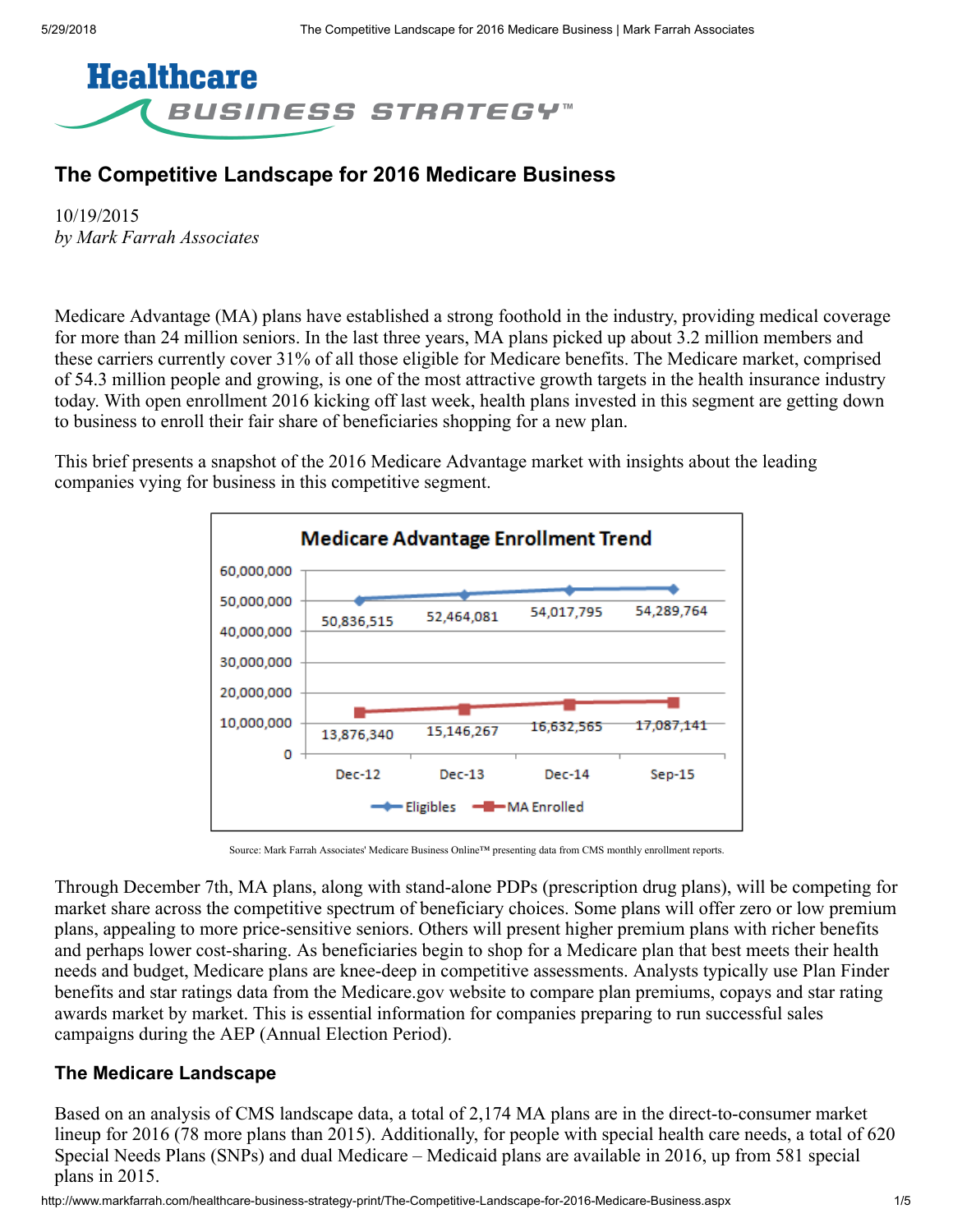# Healthcare BUSINESS STRATEGY™

## The Competitive Landscape for 2016 Medicare Business

10/19/2015
*by Mark Farrah Associates*

Medicare Advantage (MA) plans have established a strong foothold in the industry, providing medical coverage for more than 24 million seniors. In the last three years, MA plans picked up about 3.2 million members and these carriers currently cover 31% of all those eligible for Medicare benefits. The Medicare market, comprised of 54.3 million people and growing, is one of the most attractive growth targets in the health insurance industry today. With open enrollment 2016 kicking off last week, health plans invested in this segment are getting down to business to enroll their fair share of beneficiaries shopping for a new plan.

This brief presents a snapshot of the 2016 Medicare Advantage market with insights about the leading companies vying for business in this competitive segment.

Medicare Advantage Enrollment Trend

60,000,000
50,000,000
40,000,000
30,000,000
20,000,000
10,000,000
0

50,836,515
52,464,081
54,017,795
54,289,764

13,876,340
15,146,267
16,632,565
17,087,141

Dec-12
Dec-13
Dec-14
Sep-15

Eligibles
MA Enrolled

Source: Mark Farrah Associates' Medicare Business Online™ presenting data from CMS monthly enrollment reports.

Through December 7th, MA plans, along with stand-alone PDPs (prescription drug plans), will be competing for market share across the competitive spectrum of beneficiary choices. Some plans will offer zero or low premium plans, appealing to more price-sensitive seniors. Others will present higher premium plans with richer benefits and perhaps lower cost-sharing. As beneficiaries begin to shop for a Medicare plan that best meets their health needs and budget, Medicare plans are knee-deep in competitive assessments. Analysts typically use Plan Finder benefits and star ratings data from the Medicare.gov website to compare plan premiums, copays and star rating awards market by market. This is essential information for companies preparing to run successful sales campaigns during the AEP (Annual Election Period).

### The Medicare Landscape

Based on an analysis of CMS landscape data, a total of 2,174 MA plans are in the direct-to-consumer market lineup for 2016 (78 more plans than 2015). Additionally, for people with special health care needs, a total of 620 Special Needs Plans (SNPs) and dual Medicare – Medicaid plans are available in 2016, up from 581 special plans in 2015.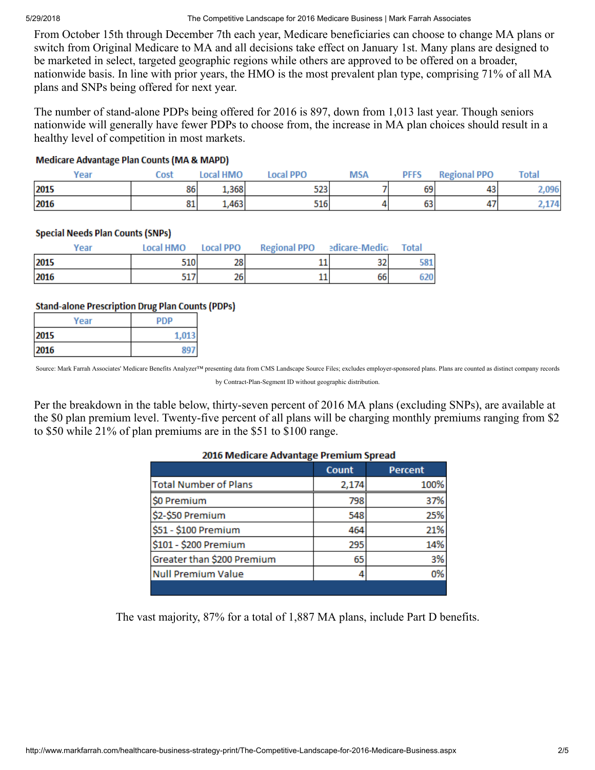From October 15th through December 7th each year, Medicare beneficiaries can choose to change MA plans or switch from Original Medicare to MA and all decisions take effect on January 1st. Many plans are designed to be marketed in select, targeted geographic regions while others are approved to be offered on a broader, nationwide basis. In line with prior years, the HMO is the most prevalent plan type, comprising 71% of all MA plans and SNPs being offered for next year.

The number of stand-alone PDPs being offered for 2016 is 897, down from 1,013 last year. Though seniors nationwide will generally have fewer PDPs to choose from, the increase in MA plan choices should result in a healthy level of competition in most markets.

**Medicare Advantage Plan Counts (MA & MAPD)**

| Year | Cost | Local HMO | Local PPO | MSA | PFFS | Regional PPO | Total |
|---|---|---|---|---|---|---|---|
| 2015 | 86 | 1,368 | 523 | 7 | 69 | 43 | 2,096 |
| 2016 | 81 | 1,463 | 516 | 4 | 63 | 47 | 2,174 |

**Special Needs Plan Counts (SNPs)**

| Year | Local HMO | Local PPO | Regional PPO | edicare-Medic | Total |
|---|---|---|---|---|---|
| 2015 | 510 | 28 | 11 | 32 | 581 |
| 2016 | 517 | 26 | 11 | 66 | 620 |

**Stand-alone Prescription Drug Plan Counts (PDPs)**

| Year | PDP |
|---|---|
| 2015 | 1,013 |
| 2016 | 897 |

Source: Mark Farrah Associates' Medicare Benefits Analyzer™ presenting data from CMS Landscape Source Files; excludes employer-sponsored plans. Plans are counted as distinct company records by Contract-Plan-Segment ID without geographic distribution.

Per the breakdown in the table below, thirty-seven percent of 2016 MA plans (excluding SNPs), are available at the $0 plan premium level. Twenty-five percent of all plans will be charging monthly premiums ranging from $2 to $50 while 21% of plan premiums are in the $51 to $100 range.

**2016 Medicare Advantage Premium Spread**

| | Count | Percent |
|---|---|---|
| Total Number of Plans | 2,174 | 100% |
| $0 Premium | 798 | 37% |
| $2-$50 Premium | 548 | 25% |
| $51 - $100 Premium | 464 | 21% |
| $101 - $200 Premium | 295 | 14% |
| Greater than $200 Premium | 65 | 3% |
| Null Premium Value | 4 | 0% |

The vast majority, 87% for a total of 1,887 MA plans, include Part D benefits.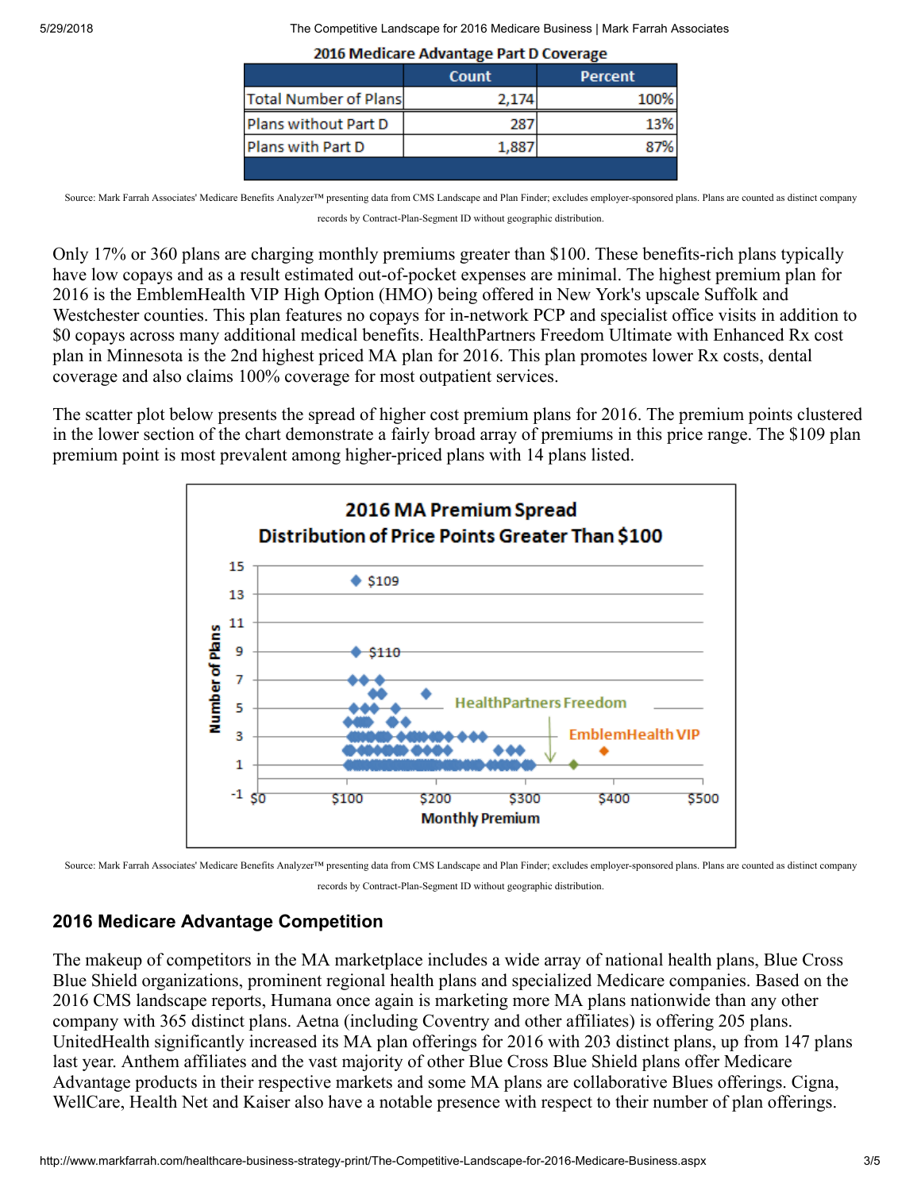2016 Medicare Advantage Part D Coverage

| | Count | Percent |
|---|---|---|
| Total Number of Plans | 2,174 | 100% |
| Plans without Part D | 287 | 13% |
| Plans with Part D | 1,887 | 87% |

Source: Mark Farrah Associates' Medicare Benefits Analyzer™ presenting data from CMS Landscape and Plan Finder; excludes employer-sponsored plans. Plans are counted as distinct company records by Contract-Plan-Segment ID without geographic distribution.

Only 17% or 360 plans are charging monthly premiums greater than $100. These benefits-rich plans typically have low copays and as a result estimated out-of-pocket expenses are minimal. The highest premium plan for 2016 is the EmblemHealth VIP High Option (HMO) being offered in New York's upscale Suffolk and Westchester counties. This plan features no copays for in-network PCP and specialist office visits in addition to $0 copays across many additional medical benefits. HealthPartners Freedom Ultimate with Enhanced Rx cost plan in Minnesota is the 2nd highest priced MA plan for 2016. This plan promotes lower Rx costs, dental coverage and also claims 100% coverage for most outpatient services.

The scatter plot below presents the spread of higher cost premium plans for 2016. The premium points clustered in the lower section of the chart demonstrate a fairly broad array of premiums in this price range. The $109 plan premium point is most prevalent among higher-priced plans with 14 plans listed.

2016 MA Premium Spread
Distribution of Price Points Greater Than $100

Number of Plans
15
13
11
9
7
5
3
1
-1

$109
$110
HealthPartners Freedom
EmblemHealth VIP

$0 $100 $200 $300 $400 $500
Monthly Premium

Source: Mark Farrah Associates' Medicare Benefits Analyzer™ presenting data from CMS Landscape and Plan Finder; excludes employer-sponsored plans. Plans are counted as distinct company records by Contract-Plan-Segment ID without geographic distribution.

## 2016 Medicare Advantage Competition

The makeup of competitors in the MA marketplace includes a wide array of national health plans, Blue Cross Blue Shield organizations, prominent regional health plans and specialized Medicare companies. Based on the 2016 CMS landscape reports, Humana once again is marketing more MA plans nationwide than any other company with 365 distinct plans. Aetna (including Coventry and other affiliates) is offering 205 plans. UnitedHealth significantly increased its MA plan offerings for 2016 with 203 distinct plans, up from 147 plans last year. Anthem affiliates and the vast majority of other Blue Cross Blue Shield plans offer Medicare Advantage products in their respective markets and some MA plans are collaborative Blues offerings. Cigna, WellCare, Health Net and Kaiser also have a notable presence with respect to their number of plan offerings.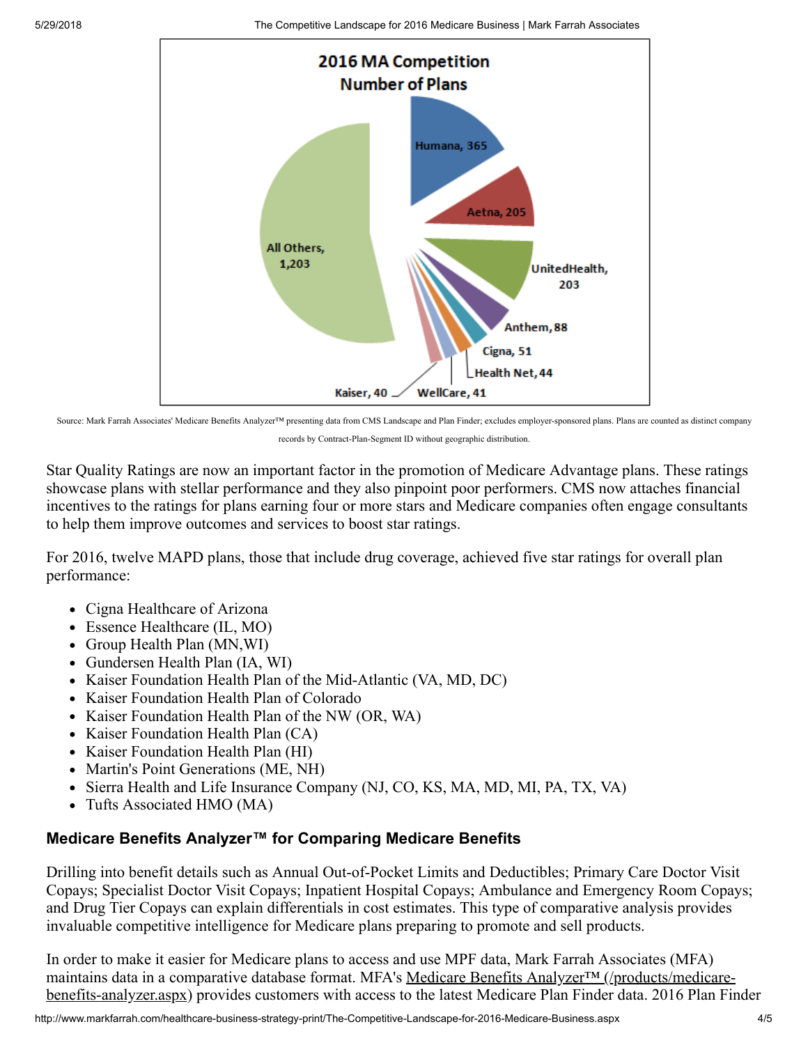2016 MA Competition
Number of Plans

Humana, 365
Aetna, 205
UnitedHealth, 203
Anthem, 88
Cigna, 51
Health Net, 44
WellCare, 41
Kaiser, 40
All Others, 1,203

Source: Mark Farrah Associates' Medicare Benefits Analyzer™ presenting data from CMS Landscape and Plan Finder; excludes employer-sponsored plans. Plans are counted as distinct company records by Contract-Plan-Segment ID without geographic distribution.

Star Quality Ratings are now an important factor in the promotion of Medicare Advantage plans. These ratings showcase plans with stellar performance and they also pinpoint poor performers. CMS now attaches financial incentives to the ratings for plans earning four or more stars and Medicare companies often engage consultants to help them improve outcomes and services to boost star ratings.

For 2016, twelve MAPD plans, those that include drug coverage, achieved five star ratings for overall plan performance:

- Cigna Healthcare of Arizona
- Essence Healthcare (IL, MO)
- Group Health Plan (MN,WI)
- Gundersen Health Plan (IA, WI)
- Kaiser Foundation Health Plan of the Mid-Atlantic (VA, MD, DC)
- Kaiser Foundation Health Plan of Colorado
- Kaiser Foundation Health Plan of the NW (OR, WA)
- Kaiser Foundation Health Plan (CA)
- Kaiser Foundation Health Plan (HI)
- Martin's Point Generations (ME, NH)
- Sierra Health and Life Insurance Company (NJ, CO, KS, MA, MD, MI, PA, TX, VA)
- Tufts Associated HMO (MA)

### Medicare Benefits Analyzer™ for Comparing Medicare Benefits

Drilling into benefit details such as Annual Out-of-Pocket Limits and Deductibles; Primary Care Doctor Visit Copays; Specialist Doctor Visit Copays; Inpatient Hospital Copays; Ambulance and Emergency Room Copays; and Drug Tier Copays can explain differentials in cost estimates. This type of comparative analysis provides invaluable competitive intelligence for Medicare plans preparing to promote and sell products.

In order to make it easier for Medicare plans to access and use MPF data, Mark Farrah Associates (MFA) maintains data in a comparative database format. MFA's Medicare Benefits Analyzer™ (/products/medicare-benefits-analyzer.aspx) provides customers with access to the latest Medicare Plan Finder data. 2016 Plan Finder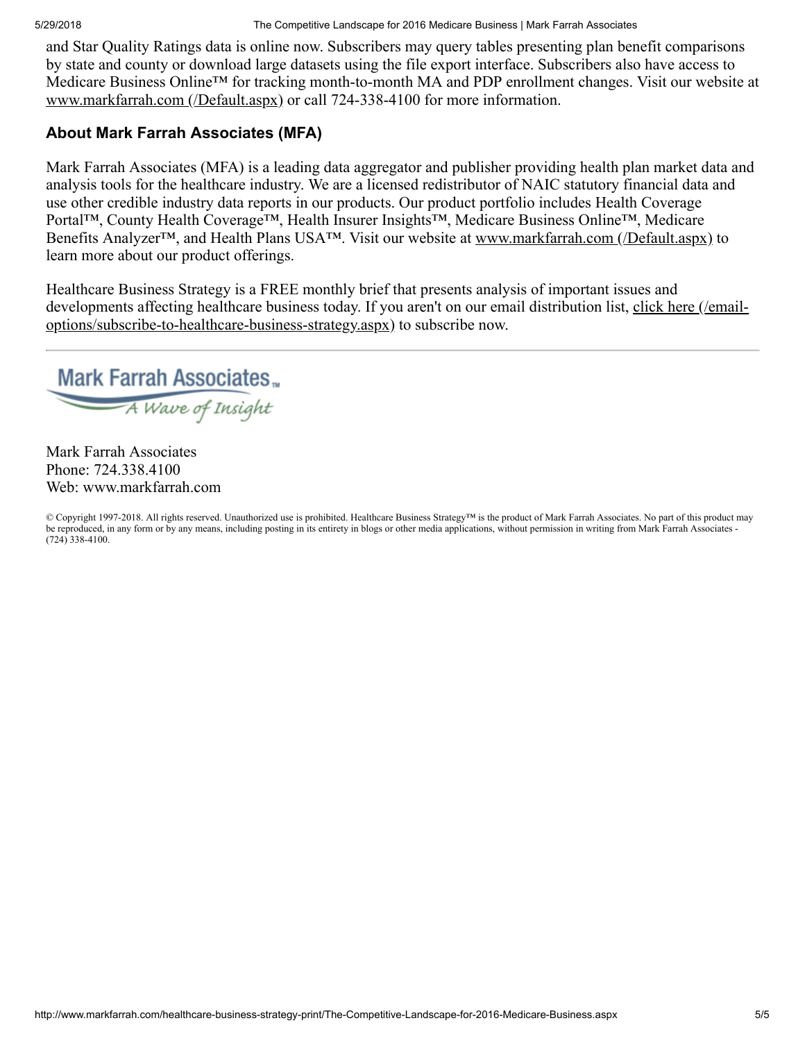and Star Quality Ratings data is online now. Subscribers may query tables presenting plan benefit comparisons by state and county or download large datasets using the file export interface. Subscribers also have access to Medicare Business Online™ for tracking month-to-month MA and PDP enrollment changes. Visit our website at www.markfarrah.com (/Default.aspx) or call 724-338-4100 for more information.

### About Mark Farrah Associates (MFA)

Mark Farrah Associates (MFA) is a leading data aggregator and publisher providing health plan market data and analysis tools for the healthcare industry. We are a licensed redistributor of NAIC statutory financial data and use other credible industry data reports in our products. Our product portfolio includes Health Coverage Portal™, County Health Coverage™, Health Insurer Insights™, Medicare Business Online™, Medicare Benefits Analyzer™, and Health Plans USA™. Visit our website at www.markfarrah.com (/Default.aspx) to learn more about our product offerings.

Healthcare Business Strategy is a FREE monthly brief that presents analysis of important issues and developments affecting healthcare business today. If you aren't on our email distribution list, click here (/email-options/subscribe-to-healthcare-business-strategy.aspx) to subscribe now.

---

Mark Farrah Associates™
*A Wave of Insight*

Mark Farrah Associates
Phone: 724.338.4100
Web: www.markfarrah.com

© Copyright 1997-2018. All rights reserved. Unauthorized use is prohibited. Healthcare Business Strategy™ is the product of Mark Farrah Associates. No part of this product may be reproduced, in any form or by any means, including posting in its entirety in blogs or other media applications, without permission in writing from Mark Farrah Associates - (724) 338-4100.